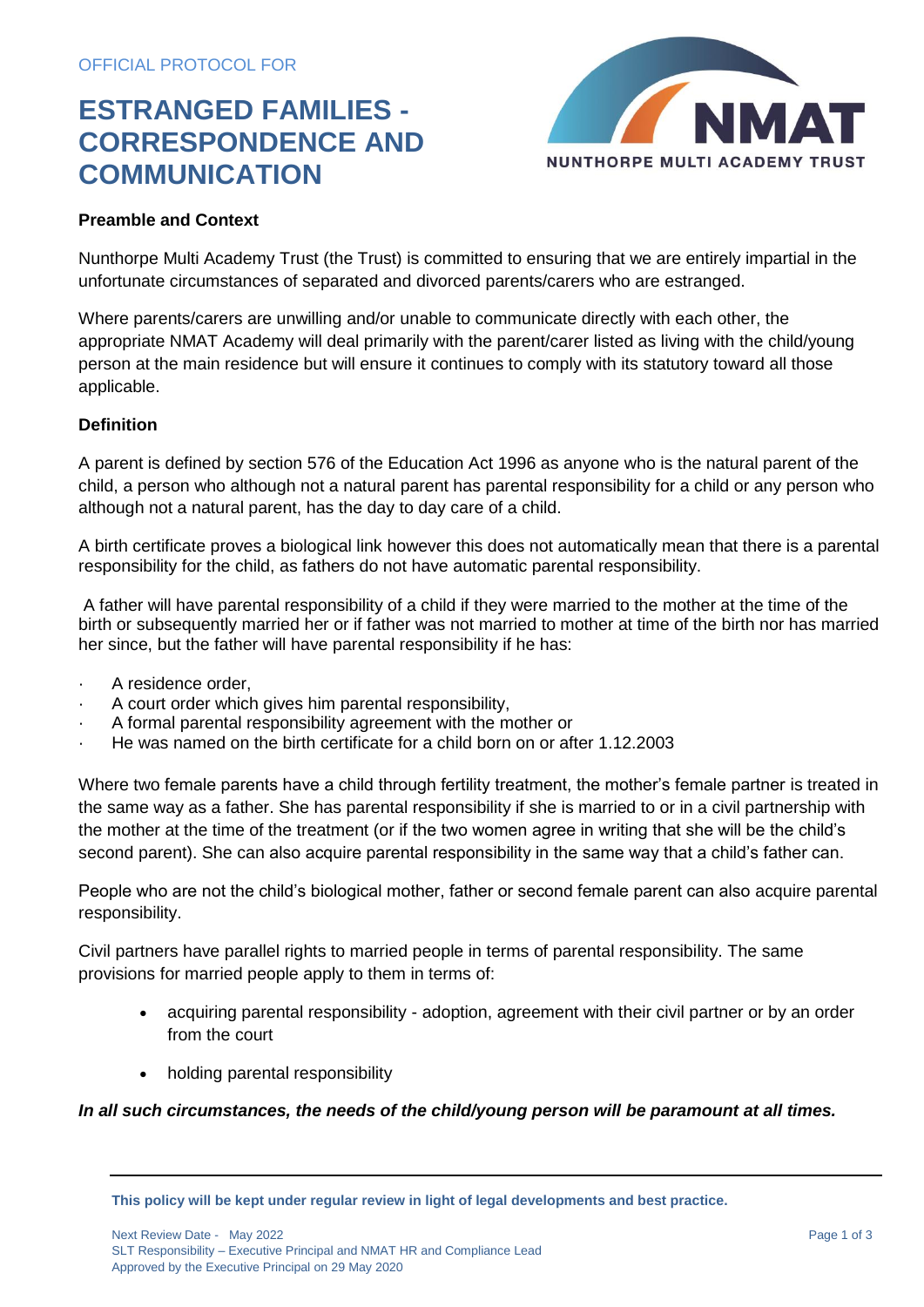OFFICIAL PROTOCOL FOR

# ESTRANGED FAMILIES - CORRESPONDENCE AND COMMUNICATION

NMAT
NUNTHORPE MULTI ACADEMY TRUST

**Preamble and Context**

Nunthorpe Multi Academy Trust (the Trust) is committed to ensuring that we are entirely impartial in the unfortunate circumstances of separated and divorced parents/carers who are estranged.

Where parents/carers are unwilling and/or unable to communicate directly with each other, the appropriate NMAT Academy will deal primarily with the parent/carer listed as living with the child/young person at the main residence but will ensure it continues to comply with its statutory toward all those applicable.

**Definition**

A parent is defined by section 576 of the Education Act 1996 as anyone who is the natural parent of the child, a person who although not a natural parent has parental responsibility for a child or any person who although not a natural parent, has the day to day care of a child.

A birth certificate proves a biological link however this does not automatically mean that there is a parental responsibility for the child, as fathers do not have automatic parental responsibility.

A father will have parental responsibility of a child if they were married to the mother at the time of the birth or subsequently married her or if father was not married to mother at time of the birth nor has married her since, but the father will have parental responsibility if he has:

- A residence order,
- A court order which gives him parental responsibility,
- A formal parental responsibility agreement with the mother or
- He was named on the birth certificate for a child born on or after 1.12.2003

Where two female parents have a child through fertility treatment, the mother's female partner is treated in the same way as a father. She has parental responsibility if she is married to or in a civil partnership with the mother at the time of the treatment (or if the two women agree in writing that she will be the child's second parent). She can also acquire parental responsibility in the same way that a child's father can.

People who are not the child's biological mother, father or second female parent can also acquire parental responsibility.

Civil partners have parallel rights to married people in terms of parental responsibility. The same provisions for married people apply to them in terms of:

- acquiring parental responsibility - adoption, agreement with their civil partner or by an order from the court
- holding parental responsibility

***In all such circumstances, the needs of the child/young person will be paramount at all times.***

**This policy will be kept under regular review in light of legal developments and best practice.**

Next Review Date - May 2022
SLT Responsibility – Executive Principal and NMAT HR and Compliance Lead
Approved by the Executive Principal on 29 May 2020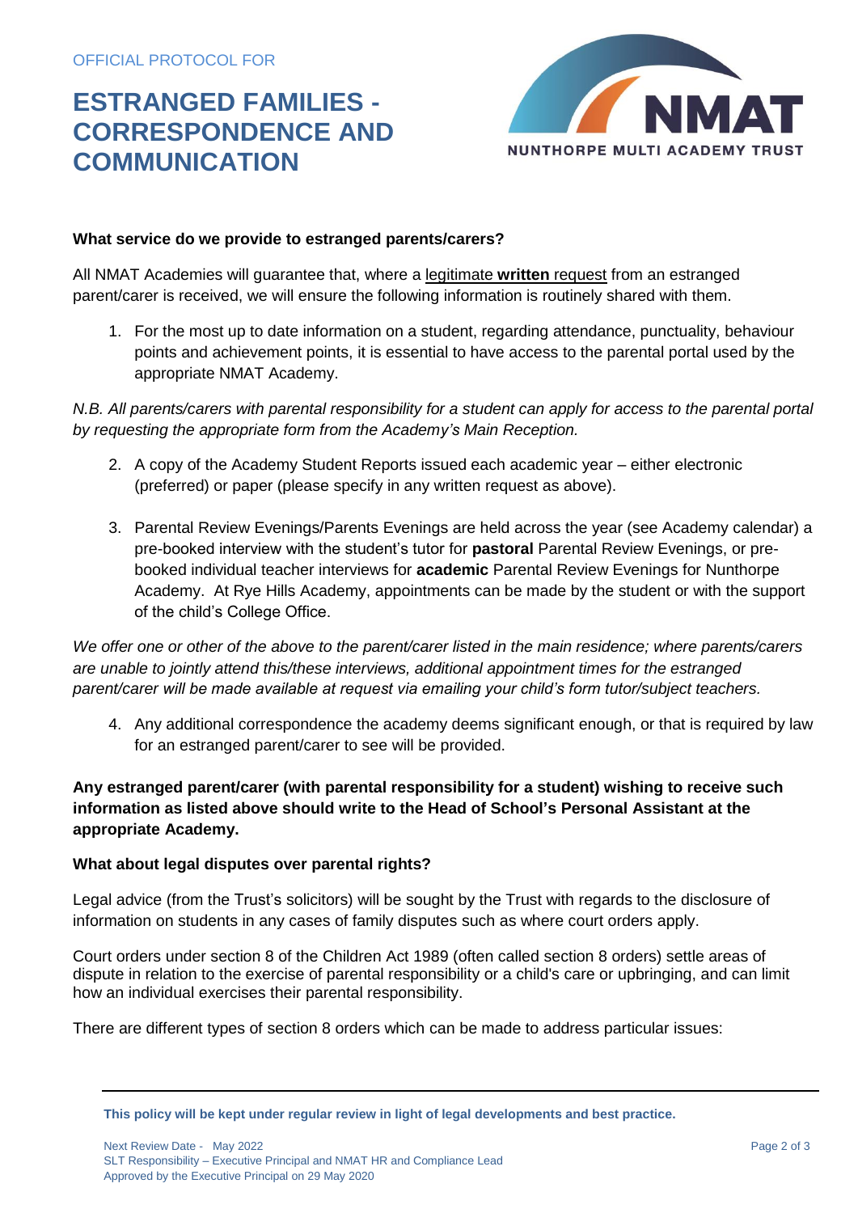OFFICIAL PROTOCOL FOR

# ESTRANGED FAMILIES - CORRESPONDENCE AND COMMUNICATION

NUNTHORPE MULTI ACADEMY TRUST

**What service do we provide to estranged parents/carers?**

All NMAT Academies will guarantee that, where a legitimate **written** request from an estranged parent/carer is received, we will ensure the following information is routinely shared with them.

1. For the most up to date information on a student, regarding attendance, punctuality, behaviour points and achievement points, it is essential to have access to the parental portal used by the appropriate NMAT Academy.

*N.B. All parents/carers with parental responsibility for a student can apply for access to the parental portal by requesting the appropriate form from the Academy's Main Reception.*

2. A copy of the Academy Student Reports issued each academic year – either electronic (preferred) or paper (please specify in any written request as above).

3. Parental Review Evenings/Parents Evenings are held across the year (see Academy calendar) a pre-booked interview with the student's tutor for **pastoral** Parental Review Evenings, or pre-booked individual teacher interviews for **academic** Parental Review Evenings for Nunthorpe Academy. At Rye Hills Academy, appointments can be made by the student or with the support of the child's College Office.

*We offer one or other of the above to the parent/carer listed in the main residence; where parents/carers are unable to jointly attend this/these interviews, additional appointment times for the estranged parent/carer will be made available at request via emailing your child's form tutor/subject teachers.*

4. Any additional correspondence the academy deems significant enough, or that is required by law for an estranged parent/carer to see will be provided.

**Any estranged parent/carer (with parental responsibility for a student) wishing to receive such information as listed above should write to the Head of School's Personal Assistant at the appropriate Academy.**

**What about legal disputes over parental rights?**

Legal advice (from the Trust's solicitors) will be sought by the Trust with regards to the disclosure of information on students in any cases of family disputes such as where court orders apply.

Court orders under section 8 of the Children Act 1989 (often called section 8 orders) settle areas of dispute in relation to the exercise of parental responsibility or a child's care or upbringing, and can limit how an individual exercises their parental responsibility.

There are different types of section 8 orders which can be made to address particular issues:

**This policy will be kept under regular review in light of legal developments and best practice.**

Next Review Date - May 2022
SLT Responsibility – Executive Principal and NMAT HR and Compliance Lead
Approved by the Executive Principal on 29 May 2020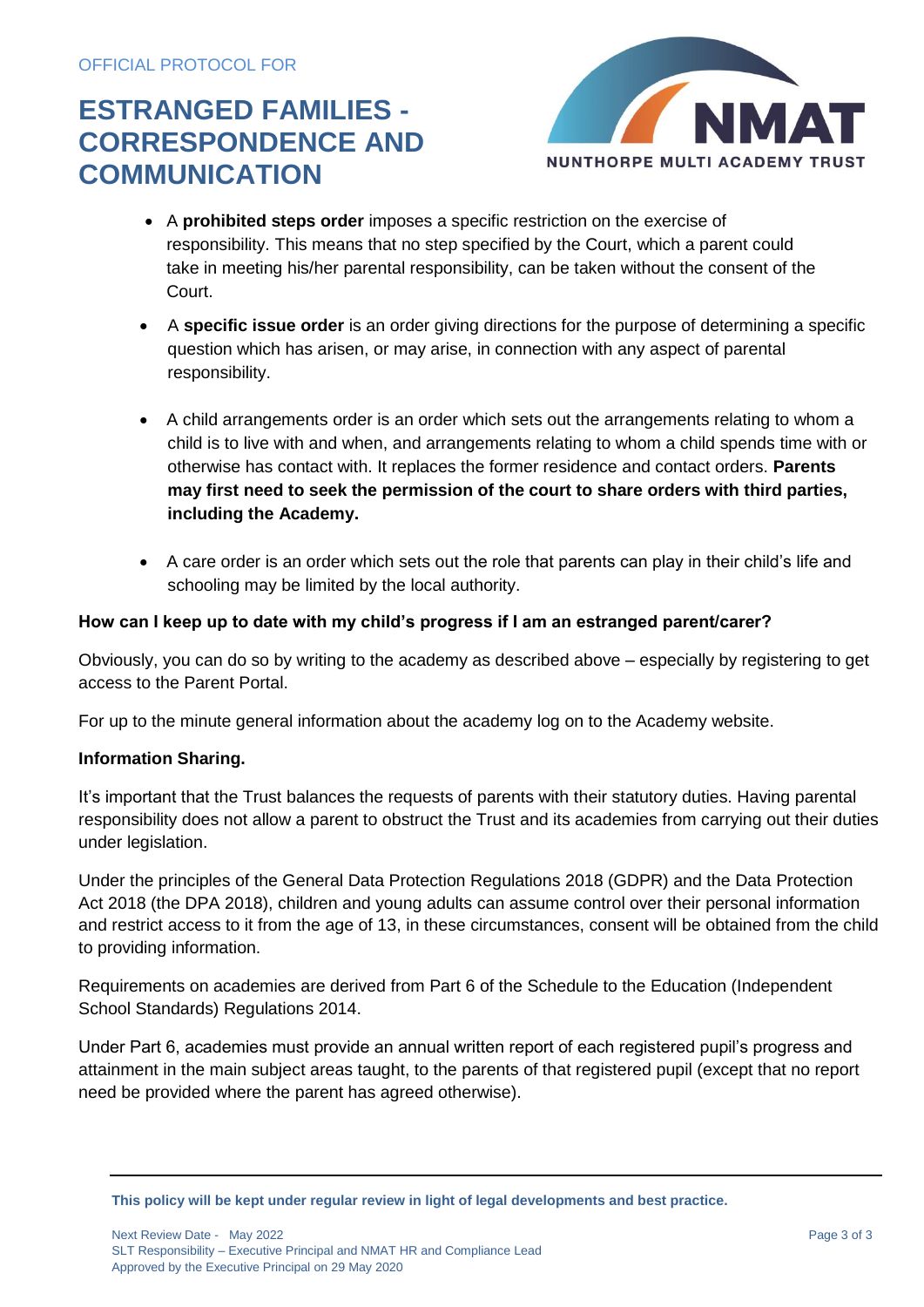- A **prohibited steps order** imposes a specific restriction on the exercise of responsibility. This means that no step specified by the Court, which a parent could take in meeting his/her parental responsibility, can be taken without the consent of the Court.

- A **specific issue order** is an order giving directions for the purpose of determining a specific question which has arisen, or may arise, in connection with any aspect of parental responsibility.

- A child arrangements order is an order which sets out the arrangements relating to whom a child is to live with and when, and arrangements relating to whom a child spends time with or otherwise has contact with. It replaces the former residence and contact orders. **Parents may first need to seek the permission of the court to share orders with third parties, including the Academy.**

- A care order is an order which sets out the role that parents can play in their child's life and schooling may be limited by the local authority.

**How can I keep up to date with my child's progress if I am an estranged parent/carer?**

Obviously, you can do so by writing to the academy as described above – especially by registering to get access to the Parent Portal.

For up to the minute general information about the academy log on to the Academy website.

**Information Sharing.**

It's important that the Trust balances the requests of parents with their statutory duties. Having parental responsibility does not allow a parent to obstruct the Trust and its academies from carrying out their duties under legislation.

Under the principles of the General Data Protection Regulations 2018 (GDPR) and the Data Protection Act 2018 (the DPA 2018), children and young adults can assume control over their personal information and restrict access to it from the age of 13, in these circumstances, consent will be obtained from the child to providing information.

Requirements on academies are derived from Part 6 of the Schedule to the Education (Independent School Standards) Regulations 2014.

Under Part 6, academies must provide an annual written report of each registered pupil's progress and attainment in the main subject areas taught, to the parents of that registered pupil (except that no report need be provided where the parent has agreed otherwise).

**This policy will be kept under regular review in light of legal developments and best practice.**

Next Review Date - May 2022
SLT Responsibility – Executive Principal and NMAT HR and Compliance Lead
Approved by the Executive Principal on 29 May 2020